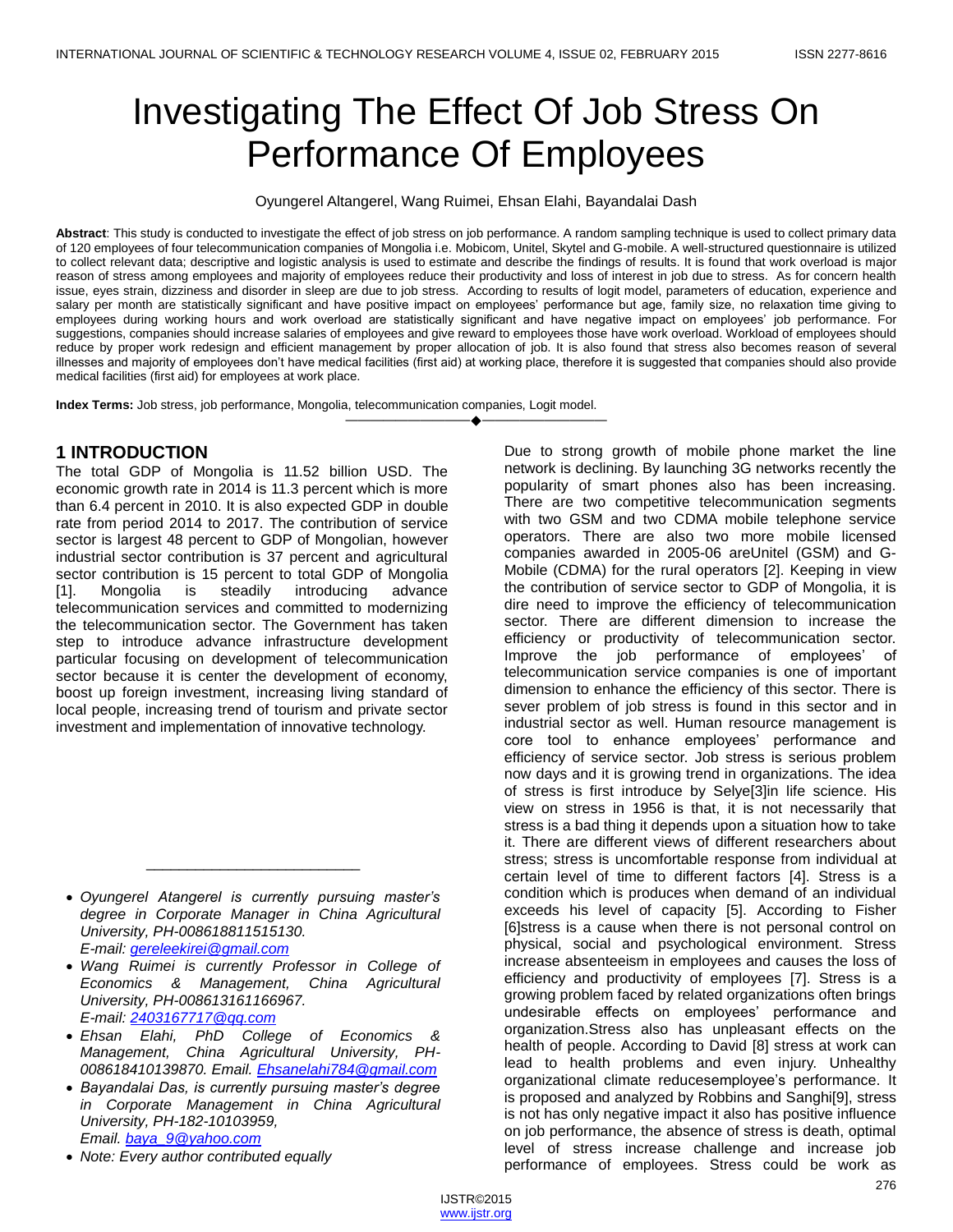# Investigating The Effect Of Job Stress On Performance Of Employees

Oyungerel Altangerel, Wang Ruimei, Ehsan Elahi, Bayandalai Dash

**Abstract**: This study is conducted to investigate the effect of job stress on job performance. A random sampling technique is used to collect primary data of 120 employees of four telecommunication companies of Mongolia i.e. Mobicom, Unitel, Skytel and G-mobile. A well-structured questionnaire is utilized to collect relevant data; descriptive and logistic analysis is used to estimate and describe the findings of results. It is found that work overload is major reason of stress among employees and majority of employees reduce their productivity and loss of interest in job due to stress. As for concern health issue, eyes strain, dizziness and disorder in sleep are due to job stress. According to results of logit model, parameters of education, experience and salary per month are statistically significant and have positive impact on employees' performance but age, family size, no relaxation time giving to employees during working hours and work overload are statistically significant and have negative impact on employees' job performance. For suggestions, companies should increase salaries of employees and give reward to employees those have work overload. Workload of employees should reduce by proper work redesign and efficient management by proper allocation of job. It is also found that stress also becomes reason of several illnesses and majority of employees don't have medical facilities (first aid) at working place, therefore it is suggested that companies should also provide medical facilities (first aid) for employees at work place.

**Index Terms:** Job stress, job performance, Mongolia, telecommunication companies, Logit model.

---

## 1 INTRODUCTION

The total GDP of Mongolia is 11.52 billion USD. The economic growth rate in 2014 is 11.3 percent which is more than 6.4 percent in 2010. It is also expected GDP in double rate from period 2014 to 2017. The contribution of service sector is largest 48 percent to GDP of Mongolian, however industrial sector contribution is 37 percent and agricultural sector contribution is 15 percent to total GDP of Mongolia [1]. Mongolia is steadily introducing advance telecommunication services and committed to modernizing the telecommunication sector. The Government has taken step to introduce advance infrastructure development particular focusing on development of telecommunication sector because it is center the development of economy, boost up foreign investment, increasing living standard of local people, increasing trend of tourism and private sector investment and implementation of innovative technology.

Due to strong growth of mobile phone market the line network is declining. By launching 3G networks recently the popularity of smart phones also has been increasing. There are two competitive telecommunication segments with two GSM and two CDMA mobile telephone service operators. There are also two more mobile licensed companies awarded in 2005-06 areUnitel (GSM) and G-Mobile (CDMA) for the rural operators [2]. Keeping in view the contribution of service sector to GDP of Mongolia, it is dire need to improve the efficiency of telecommunication sector. There are different dimension to increase the efficiency or productivity of telecommunication sector. Improve the job performance of employees' of telecommunication service companies is one of important dimension to enhance the efficiency of this sector. There is sever problem of job stress is found in this sector and in industrial sector as well. Human resource management is core tool to enhance employees' performance and efficiency of service sector. Job stress is serious problem now days and it is growing trend in organizations. The idea of stress is first introduce by Selye[3]in life science. His view on stress in 1956 is that, it is not necessarily that stress is a bad thing it depends upon a situation how to take it. There are different views of different researchers about stress; stress is uncomfortable response from individual at certain level of time to different factors [4]. Stress is a condition which is produces when demand of an individual exceeds his level of capacity [5]. According to Fisher [6]stress is a cause when there is not personal control on physical, social and psychological environment. Stress increase absenteeism in employees and causes the loss of efficiency and productivity of employees [7]. Stress is a growing problem faced by related organizations often brings undesirable effects on employees' performance and organization.Stress also has unpleasant effects on the health of people. According to David [8] stress at work can lead to health problems and even injury. Unhealthy organizational climate reducesemployee's performance. It is proposed and analyzed by Robbins and Sanghi[9], stress is not has only negative impact it also has positive influence on job performance, the absence of stress is death, optimal level of stress increase challenge and increase job performance of employees. Stress could be work as

---

- *Oyungerel Atangerel is currently pursuing master's degree in Corporate Manager in China Agricultural University, PH-008618811515130. E-mail: gereleekirei@gmail.com*
- *Wang Ruimei is currently Professor in College of Economics & Management, China Agricultural University, PH-008613161166967. E-mail: 2403167717@qq.com*
- *Ehsan Elahi, PhD College of Economics & Management, China Agricultural University, PH-008618410139870. Email. Ehsanelahi784@gmail.com*
- *Bayandalai Das, is currently pursuing master's degree in Corporate Management in China Agricultural University, PH-182-10103959, Email. baya_9@yahoo.com*
- *Note: Every author contributed equally*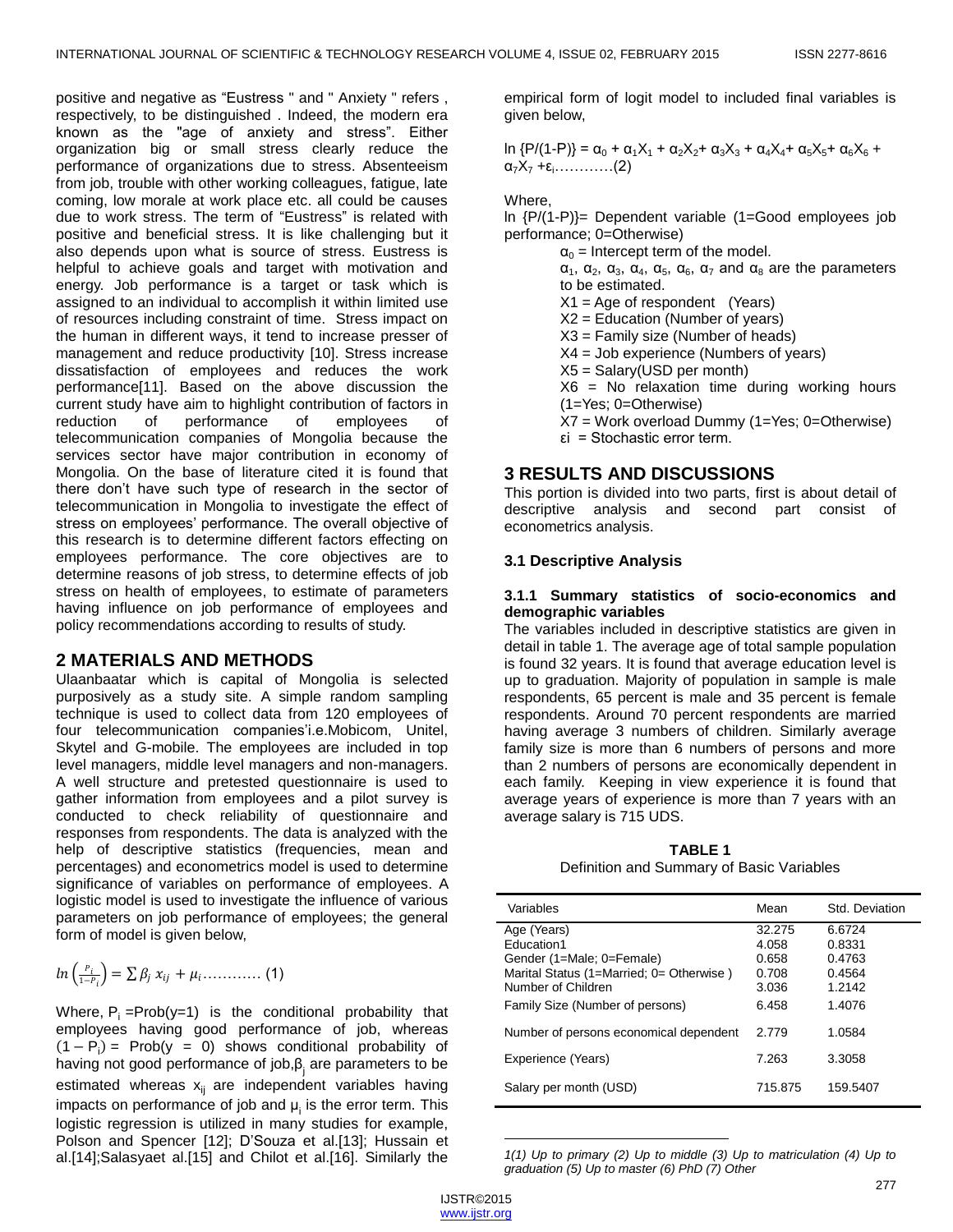positive and negative as “Eustress " and " Anxiety " refers , respectively, to be distinguished . Indeed, the modern era known as the "age of anxiety and stress”. Either organization big or small stress clearly reduce the performance of organizations due to stress. Absenteeism from job, trouble with other working colleagues, fatigue, late coming, low morale at work place etc. all could be causes due to work stress. The term of “Eustress” is related with positive and beneficial stress. It is like challenging but it also depends upon what is source of stress. Eustress is helpful to achieve goals and target with motivation and energy. Job performance is a target or task which is assigned to an individual to accomplish it within limited use of resources including constraint of time. Stress impact on the human in different ways, it tend to increase presser of management and reduce productivity [10]. Stress increase dissatisfaction of employees and reduces the work performance[11]. Based on the above discussion the current study have aim to highlight contribution of factors in reduction of performance of employees of telecommunication companies of Mongolia because the services sector have major contribution in economy of Mongolia. On the base of literature cited it is found that there don’t have such type of research in the sector of telecommunication in Mongolia to investigate the effect of stress on employees’ performance. The overall objective of this research is to determine different factors effecting on employees performance. The core objectives are to determine reasons of job stress, to determine effects of job stress on health of employees, to estimate of parameters having influence on job performance of employees and policy recommendations according to results of study.

## 2 MATERIALS AND METHODS

Ulaanbaatar which is capital of Mongolia is selected purposively as a study site. A simple random sampling technique is used to collect data from 120 employees of four telecommunication companies'i.e.Mobicom, Unitel, Skytel and G-mobile. The employees are included in top level managers, middle level managers and non-managers. A well structure and pretested questionnaire is used to gather information from employees and a pilot survey is conducted to check reliability of questionnaire and responses from respondents. The data is analyzed with the help of descriptive statistics (frequencies, mean and percentages) and econometrics model is used to determine significance of variables on performance of employees. A logistic model is used to investigate the influence of various parameters on job performance of employees; the general form of model is given below,

$$ln\left(\frac{P_i}{1-P_i}\right) = \sum \beta_j\, x_{ij} + \mu_i \ldots\ldots\ldots\ldots (1)$$

Where, $P_i$ =Prob(y=1) is the conditional probability that employees having good performance of job, whereas $(1 – P_i)$ = Prob(y = 0) shows conditional probability of having not good performance of job,$\beta_j$ are parameters to be estimated whereas $x_{ij}$ are independent variables having impacts on performance of job and $\mu_i$ is the error term. This logistic regression is utilized in many studies for example, Polson and Spencer [12]; D’Souza et al.[13]; Hussain et al.[14];Salasyaet al.[15] and Chilot et al.[16]. Similarly the empirical form of logit model to included final variables is given below,

$$\ln \{P/(1-P)\} = \alpha_0 + \alpha_1X_1 + \alpha_2X_2 + \alpha_3X_3 + \alpha_4X_4 + \alpha_5X_5 + \alpha_6X_6 + \alpha_7X_7 + \varepsilon_i \ldots\ldots\ldots\ldots(2)$$

Where,

ln {P/(1-P)}= Dependent variable (1=Good employees job performance; 0=Otherwise)

- $\alpha_0$ = Intercept term of the model.
- $\alpha_1$, $\alpha_2$, $\alpha_3$, $\alpha_4$, $\alpha_5$, $\alpha_6$, $\alpha_7$ and $\alpha_8$ are the parameters to be estimated.
- X1 = Age of respondent (Years)
- X2 = Education (Number of years)
- X3 = Family size (Number of heads)
- X4 = Job experience (Numbers of years)
- X5 = Salary(USD per month)
- X6 = No relaxation time during working hours (1=Yes; 0=Otherwise)
- X7 = Work overload Dummy (1=Yes; 0=Otherwise)
- $\varepsilon_i$ = Stochastic error term.

## 3 RESULTS AND DISCUSSIONS

This portion is divided into two parts, first is about detail of descriptive analysis and second part consist of econometrics analysis.

### 3.1 Descriptive Analysis

#### 3.1.1 Summary statistics of socio-economics and demographic variables

The variables included in descriptive statistics are given in detail in table 1. The average age of total sample population is found 32 years. It is found that average education level is up to graduation. Majority of population in sample is male respondents, 65 percent is male and 35 percent is female respondents. Around 70 percent respondents are married having average 3 numbers of children. Similarly average family size is more than 6 numbers of persons and more than 2 numbers of persons are economically dependent in each family. Keeping in view experience it is found that average years of experience is more than 7 years with an average salary is 715 UDS.

**TABLE 1**

Definition and Summary of Basic Variables

| Variables | Mean | Std. Deviation |
|---|---|---|
| Age (Years) | 32.275 | 6.6724 |
| Education1 | 4.058 | 0.8331 |
| Gender (1=Male; 0=Female) | 0.658 | 0.4763 |
| Marital Status (1=Married; 0= Otherwise ) | 0.708 | 0.4564 |
| Number of Children | 3.036 | 1.2142 |
| Family Size (Number of persons) | 6.458 | 1.4076 |
| Number of persons economical dependent | 2.779 | 1.0584 |
| Experience (Years) | 7.263 | 3.3058 |
| Salary per month (USD) | 715.875 | 159.5407 |

*1(1) Up to primary (2) Up to middle (3) Up to matriculation (4) Up to graduation (5) Up to master (6) PhD (7) Other*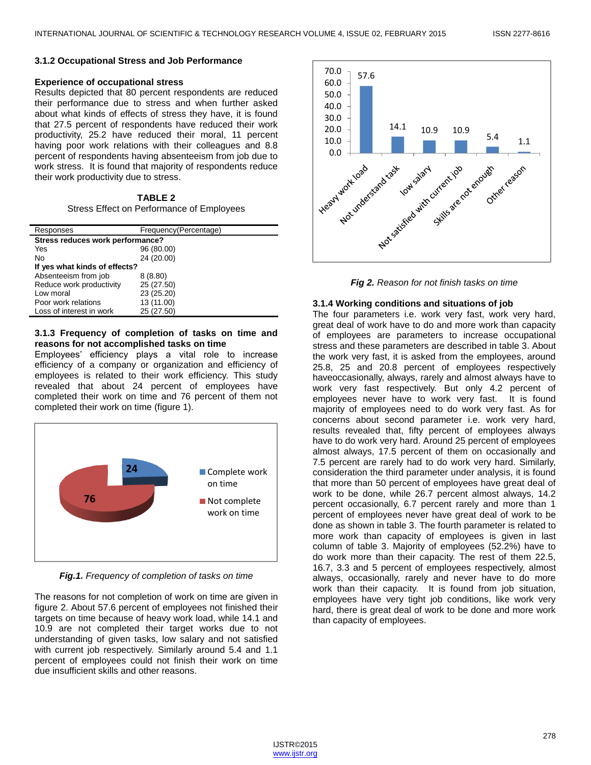### 3.1.2 Occupational Stress and Job Performance

**Experience of occupational stress**

Results depicted that 80 percent respondents are reduced their performance due to stress and when further asked about what kinds of effects of stress they have, it is found that 27.5 percent of respondents have reduced their work productivity, 25.2 have reduced their moral, 11 percent having poor work relations with their colleagues and 8.8 percent of respondents having absenteeism from job due to work stress. It is found that majority of respondents reduce their work productivity due to stress.

**TABLE 2**

Stress Effect on Performance of Employees

| Responses | Frequency(Percentage) |
|---|---|
| **Stress reduces work performance?** | |
| Yes | 96 (80.00) |
| No | 24 (20.00) |
| **If yes what kinds of effects?** | |
| Absenteeism from job | 8 (8.80) |
| Reduce work productivity | 25 (27.50) |
| Low moral | 23 (25.20) |
| Poor work relations | 13 (11.00) |
| Loss of interest in work | 25 (27.50) |

### 3.1.3 Frequency of completion of tasks on time and reasons for not accomplished tasks on time

Employees' efficiency plays a vital role to increase efficiency of a company or organization and efficiency of employees is related to their work efficiency. This study revealed that about 24 percent of employees have completed their work on time and 76 percent of them not completed their work on time (figure 1).

*Fig.1. Frequency of completion of tasks on time*

The reasons for not completion of work on time are given in figure 2. About 57.6 percent of employees not finished their targets on time because of heavy work load, while 14.1 and 10.9 are not completed their target works due to not understanding of given tasks, low salary and not satisfied with current job respectively. Similarly around 5.4 and 1.1 percent of employees could not finish their work on time due insufficient skills and other reasons.

*Fig 2. Reason for not finish tasks on time*

### 3.1.4 Working conditions and situations of job

The four parameters i.e. work very fast, work very hard, great deal of work have to do and more work than capacity of employees are parameters to increase occupational stress and these parameters are described in table 3. About the work very fast, it is asked from the employees, around 25.8, 25 and 20.8 percent of employees respectively haveoccasionally, always, rarely and almost always have to work very fast respectively. But only 4.2 percent of employees never have to work very fast. It is found majority of employees need to do work very fast. As for concerns about second parameter i.e. work very hard, results revealed that, fifty percent of employees always have to do work very hard. Around 25 percent of employees almost always, 17.5 percent of them on occasionally and 7.5 percent are rarely had to do work very hard. Similarly, consideration the third parameter under analysis, it is found that more than 50 percent of employees have great deal of work to be done, while 26.7 percent almost always, 14.2 percent occasionally, 6.7 percent rarely and more than 1 percent of employees never have great deal of work to be done as shown in table 3. The fourth parameter is related to more work than capacity of employees is given in last column of table 3. Majority of employees (52.2%) have to do work more than their capacity. The rest of them 22.5, 16.7, 3.3 and 5 percent of employees respectively, almost always, occasionally, rarely and never have to do more work than their capacity. It is found from job situation, employees have very tight job conditions, like work very hard, there is great deal of work to be done and more work than capacity of employees.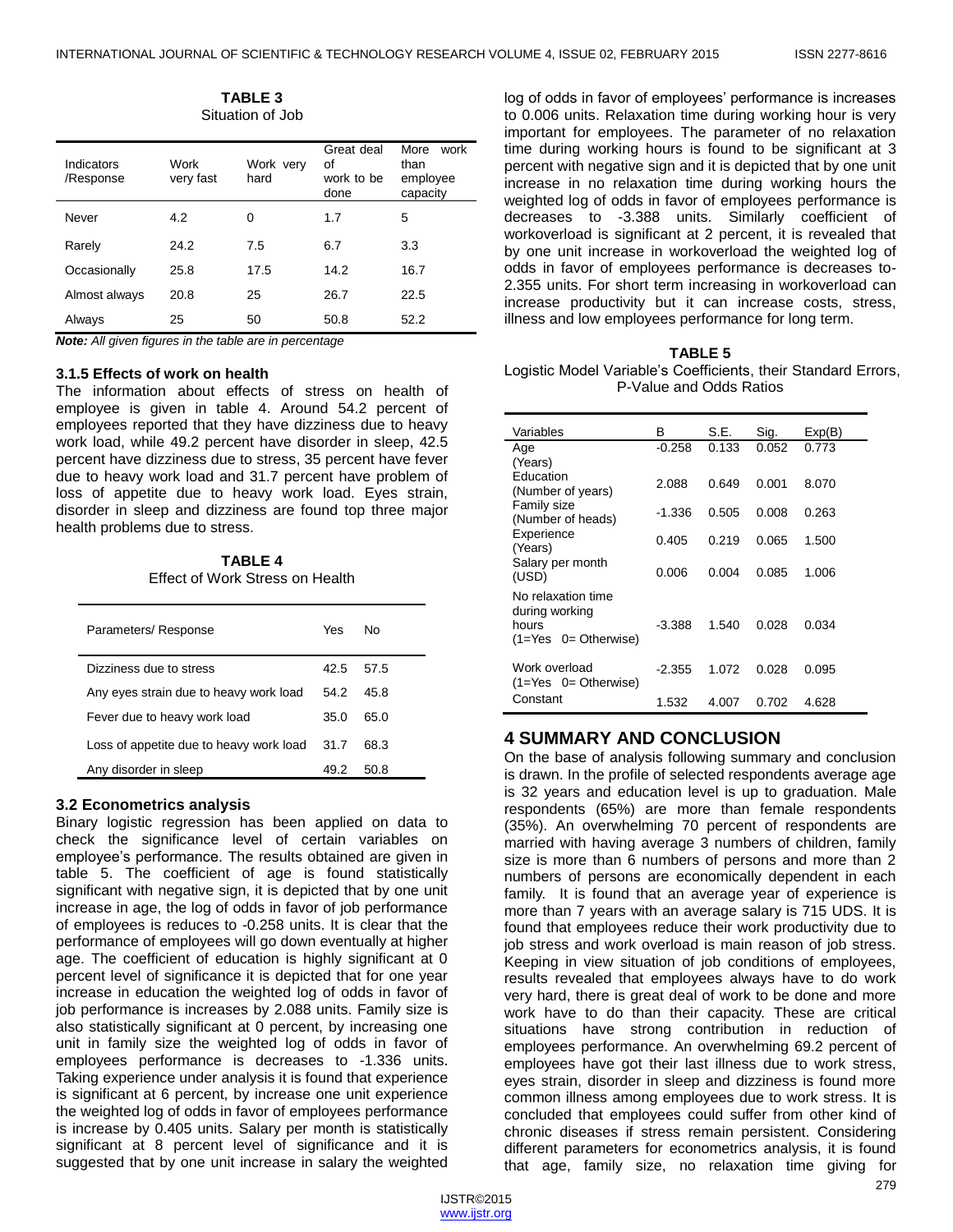**TABLE 3**
Situation of Job

| Indicators /Response | Work very fast | Work very hard | Great deal of work to be done | More work than employee capacity |
|---|---|---|---|---|
| Never | 4.2 | 0 | 1.7 | 5 |
| Rarely | 24.2 | 7.5 | 6.7 | 3.3 |
| Occasionally | 25.8 | 17.5 | 14.2 | 16.7 |
| Almost always | 20.8 | 25 | 26.7 | 22.5 |
| Always | 25 | 50 | 50.8 | 52.2 |

***Note:** All given figures in the table are in percentage*

### 3.1.5 Effects of work on health

The information about effects of stress on health of employee is given in table 4. Around 54.2 percent of employees reported that they have dizziness due to heavy work load, while 49.2 percent have disorder in sleep, 42.5 percent have dizziness due to stress, 35 percent have fever due to heavy work load and 31.7 percent have problem of loss of appetite due to heavy work load. Eyes strain, disorder in sleep and dizziness are found top three major health problems due to stress.

**TABLE 4**
Effect of Work Stress on Health

| Parameters/ Response | Yes | No |
|---|---|---|
| Dizziness due to stress | 42.5 | 57.5 |
| Any eyes strain due to heavy work load | 54.2 | 45.8 |
| Fever due to heavy work load | 35.0 | 65.0 |
| Loss of appetite due to heavy work load | 31.7 | 68.3 |
| Any disorder in sleep | 49.2 | 50.8 |

## 3.2 Econometrics analysis

Binary logistic regression has been applied on data to check the significance level of certain variables on employee's performance. The results obtained are given in table 5. The coefficient of age is found statistically significant with negative sign, it is depicted that by one unit increase in age, the log of odds in favor of job performance of employees is reduces to -0.258 units. It is clear that the performance of employees will go down eventually at higher age. The coefficient of education is highly significant at 0 percent level of significance it is depicted that for one year increase in education the weighted log of odds in favor of job performance is increases by 2.088 units. Family size is also statistically significant at 0 percent, by increasing one unit in family size the weighted log of odds in favor of employees performance is decreases to -1.336 units. Taking experience under analysis it is found that experience is significant at 6 percent, by increase one unit experience the weighted log of odds in favor of employees performance is increase by 0.405 units. Salary per month is statistically significant at 8 percent level of significance and it is suggested that by one unit increase in salary the weighted log of odds in favor of employees' performance is increases to 0.006 units. Relaxation time during working hour is very important for employees. The parameter of no relaxation time during working hours is found to be significant at 3 percent with negative sign and it is depicted that by one unit increase in no relaxation time during working hours the weighted log of odds in favor of employees performance is decreases to -3.388 units. Similarly coefficient of workoverload is significant at 2 percent, it is revealed that by one unit increase in workoverload the weighted log of odds in favor of employees performance is decreases to-2.355 units. For short term increasing in workoverload can increase productivity but it can increase costs, stress, illness and low employees performance for long term.

**TABLE 5**
Logistic Model Variable's Coefficients, their Standard Errors, P-Value and Odds Ratios

| Variables | B | S.E. | Sig. | Exp(B) |
|---|---|---|---|---|
| Age (Years) | -0.258 | 0.133 | 0.052 | 0.773 |
| Education (Number of years) | 2.088 | 0.649 | 0.001 | 8.070 |
| Family size (Number of heads) | -1.336 | 0.505 | 0.008 | 0.263 |
| Experience (Years) | 0.405 | 0.219 | 0.065 | 1.500 |
| Salary per month (USD) | 0.006 | 0.004 | 0.085 | 1.006 |
| No relaxation time during working hours (1=Yes 0= Otherwise) | -3.388 | 1.540 | 0.028 | 0.034 |
| Work overload (1=Yes 0= Otherwise) | -2.355 | 1.072 | 0.028 | 0.095 |
| Constant | 1.532 | 4.007 | 0.702 | 4.628 |

# 4 SUMMARY AND CONCLUSION

On the base of analysis following summary and conclusion is drawn. In the profile of selected respondents average age is 32 years and education level is up to graduation. Male respondents (65%) are more than female respondents (35%). An overwhelming 70 percent of respondents are married with having average 3 numbers of children, family size is more than 6 numbers of persons and more than 2 numbers of persons are economically dependent in each family. It is found that an average year of experience is more than 7 years with an average salary is 715 UDS. It is found that employees reduce their work productivity due to job stress and work overload is main reason of job stress. Keeping in view situation of job conditions of employees, results revealed that employees always have to do work very hard, there is great deal of work to be done and more work have to do than their capacity. These are critical situations have strong contribution in reduction of employees performance. An overwhelming 69.2 percent of employees have got their last illness due to work stress, eyes strain, disorder in sleep and dizziness is found more common illness among employees due to work stress. It is concluded that employees could suffer from other kind of chronic diseases if stress remain persistent. Considering different parameters for econometrics analysis, it is found that age, family size, no relaxation time giving for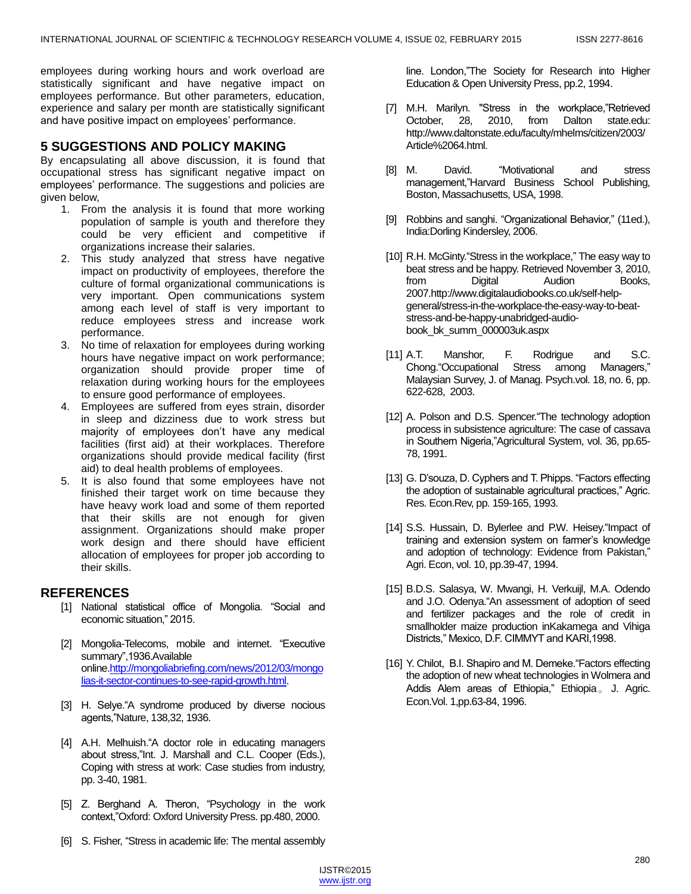employees during working hours and work overload are statistically significant and have negative impact on employees performance. But other parameters, education, experience and salary per month are statistically significant and have positive impact on employees' performance.

## 5 SUGGESTIONS AND POLICY MAKING

By encapsulating all above discussion, it is found that occupational stress has significant negative impact on employees' performance. The suggestions and policies are given below,

1. From the analysis it is found that more working population of sample is youth and therefore they could be very efficient and competitive if organizations increase their salaries.
2. This study analyzed that stress have negative impact on productivity of employees, therefore the culture of formal organizational communications is very important. Open communications system among each level of staff is very important to reduce employees stress and increase work performance.
3. No time of relaxation for employees during working hours have negative impact on work performance; organization should provide proper time of relaxation during working hours for the employees to ensure good performance of employees.
4. Employees are suffered from eyes strain, disorder in sleep and dizziness due to work stress but majority of employees don't have any medical facilities (first aid) at their workplaces. Therefore organizations should provide medical facility (first aid) to deal health problems of employees.
5. It is also found that some employees have not finished their target work on time because they have heavy work load and some of them reported that their skills are not enough for given assignment. Organizations should make proper work design and there should have efficient allocation of employees for proper job according to their skills.

## REFERENCES

[1] National statistical office of Mongolia. "Social and economic situation," 2015.

[2] Mongolia-Telecoms, mobile and internet. "Executive summary",1936.Available online.http://mongoliabriefing.com/news/2012/03/mongolias-it-sector-continues-to-see-rapid-growth.html.

[3] H. Selye."A syndrome produced by diverse nocious agents,"Nature, 138,32, 1936.

[4] A.H. Melhuish."A doctor role in educating managers about stress,"Int. J. Marshall and C.L. Cooper (Eds.), Coping with stress at work: Case studies from industry, pp. 3-40, 1981.

[5] Z. Berghand A. Theron, "Psychology in the work context,"Oxford: Oxford University Press. pp.480, 2000.

[6] S. Fisher, "Stress in academic life: The mental assembly line. London,"The Society for Research into Higher Education & Open University Press, pp.2, 1994.

[7] M.H. Marilyn. "Stress in the workplace,"Retrieved October, 28, 2010, from Dalton state.edu: http://www.daltonstate.edu/faculty/mhelms/citizen/2003/Article%2064.html.

[8] M. David. "Motivational and stress management,"Harvard Business School Publishing, Boston, Massachusetts, USA, 1998.

[9] Robbins and sanghi. "Organizational Behavior," (11ed.), India:Dorling Kindersley, 2006.

[10] R.H. McGinty."Stress in the workplace," The easy way to beat stress and be happy. Retrieved November 3, 2010, from Digital Audion Books, 2007.http://www.digitalaudiobooks.co.uk/self-help-general/stress-in-the-workplace-the-easy-way-to-beat-stress-and-be-happy-unabridged-audio-book_bk_summ_000003uk.aspx

[11] A.T. Manshor, F. Rodrigue and S.C. Chong."Occupational Stress among Managers," Malaysian Survey, J. of Manag. Psych.vol. 18, no. 6, pp. 622-628, 2003.

[12] A. Polson and D.S. Spencer."The technology adoption process in subsistence agriculture: The case of cassava in Southern Nigeria,"Agricultural System, vol. 36, pp.65-78, 1991.

[13] G. D'souza, D. Cyphers and T. Phipps. "Factors effecting the adoption of sustainable agricultural practices," Agric. Res. Econ.Rev, pp. 159-165, 1993.

[14] S.S. Hussain, D. Bylerlee and P.W. Heisey."Impact of training and extension system on farmer's knowledge and adoption of technology: Evidence from Pakistan," Agri. Econ, vol. 10, pp.39-47, 1994.

[15] B.D.S. Salasya, W. Mwangi, H. Verkuijl, M.A. Odendo and J.O. Odenya."An assessment of adoption of seed and fertilizer packages and the role of credit in smallholder maize production inKakamega and Vihiga Districts," Mexico, D.F. CIMMYT and KARI,1998.

[16] Y. Chilot, B.I. Shapiro and M. Demeke."Factors effecting the adoption of new wheat technologies in Wolmera and Addis Alem areas of Ethiopia," Ethiopia。 J. Agric. Econ.Vol. 1,pp.63-84, 1996.